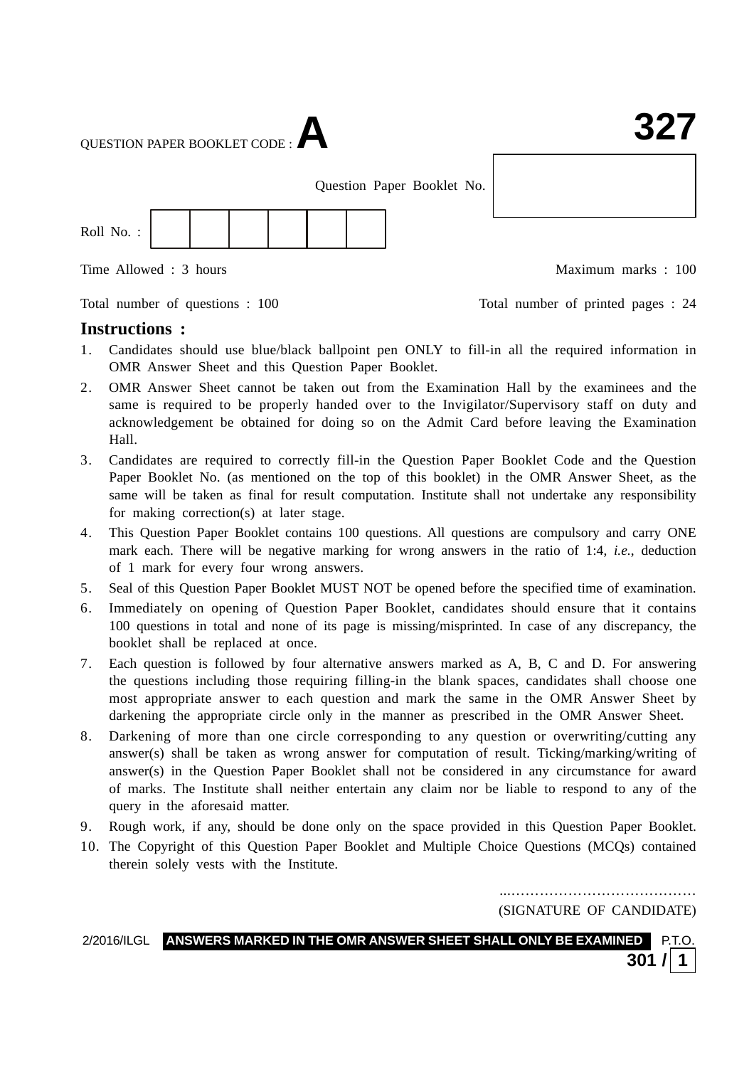QUESTION PAPER BOOKLET CODE : **A**

# 327

Question Paper Booklet No.

Roll No. :

Time Allowed : 3 hours | Maximum marks : 100

Total number of questions : 100 | Total number of printed pages : 24

## Instructions :

1. Candidates should use blue/black ballpoint pen ONLY to fill-in all the required information in OMR Answer Sheet and this Question Paper Booklet.
2. OMR Answer Sheet cannot be taken out from the Examination Hall by the examinees and the same is required to be properly handed over to the Invigilator/Supervisory staff on duty and acknowledgement be obtained for doing so on the Admit Card before leaving the Examination Hall.
3. Candidates are required to correctly fill-in the Question Paper Booklet Code and the Question Paper Booklet No. (as mentioned on the top of this booklet) in the OMR Answer Sheet, as the same will be taken as final for result computation. Institute shall not undertake any responsibility for making correction(s) at later stage.
4. This Question Paper Booklet contains 100 questions. All questions are compulsory and carry ONE mark each. There will be negative marking for wrong answers in the ratio of 1:4, *i.e.*, deduction of 1 mark for every four wrong answers.
5. Seal of this Question Paper Booklet MUST NOT be opened before the specified time of examination.
6. Immediately on opening of Question Paper Booklet, candidates should ensure that it contains 100 questions in total and none of its page is missing/misprinted. In case of any discrepancy, the booklet shall be replaced at once.
7. Each question is followed by four alternative answers marked as A, B, C and D. For answering the questions including those requiring filling-in the blank spaces, candidates shall choose one most appropriate answer to each question and mark the same in the OMR Answer Sheet by darkening the appropriate circle only in the manner as prescribed in the OMR Answer Sheet.
8. Darkening of more than one circle corresponding to any question or overwriting/cutting any answer(s) shall be taken as wrong answer for computation of result. Ticking/marking/writing of answer(s) in the Question Paper Booklet shall not be considered in any circumstance for award of marks. The Institute shall neither entertain any claim nor be liable to respond to any of the query in the aforesaid matter.
9. Rough work, if any, should be done only on the space provided in this Question Paper Booklet.
10. The Copyright of this Question Paper Booklet and Multiple Choice Questions (MCQs) contained therein solely vests with the Institute.

........................................
(SIGNATURE OF CANDIDATE)

2/2016/ILGL **ANSWERS MARKED IN THE OMR ANSWER SHEET SHALL ONLY BE EXAMINED** P.T.O.

**301 / 1**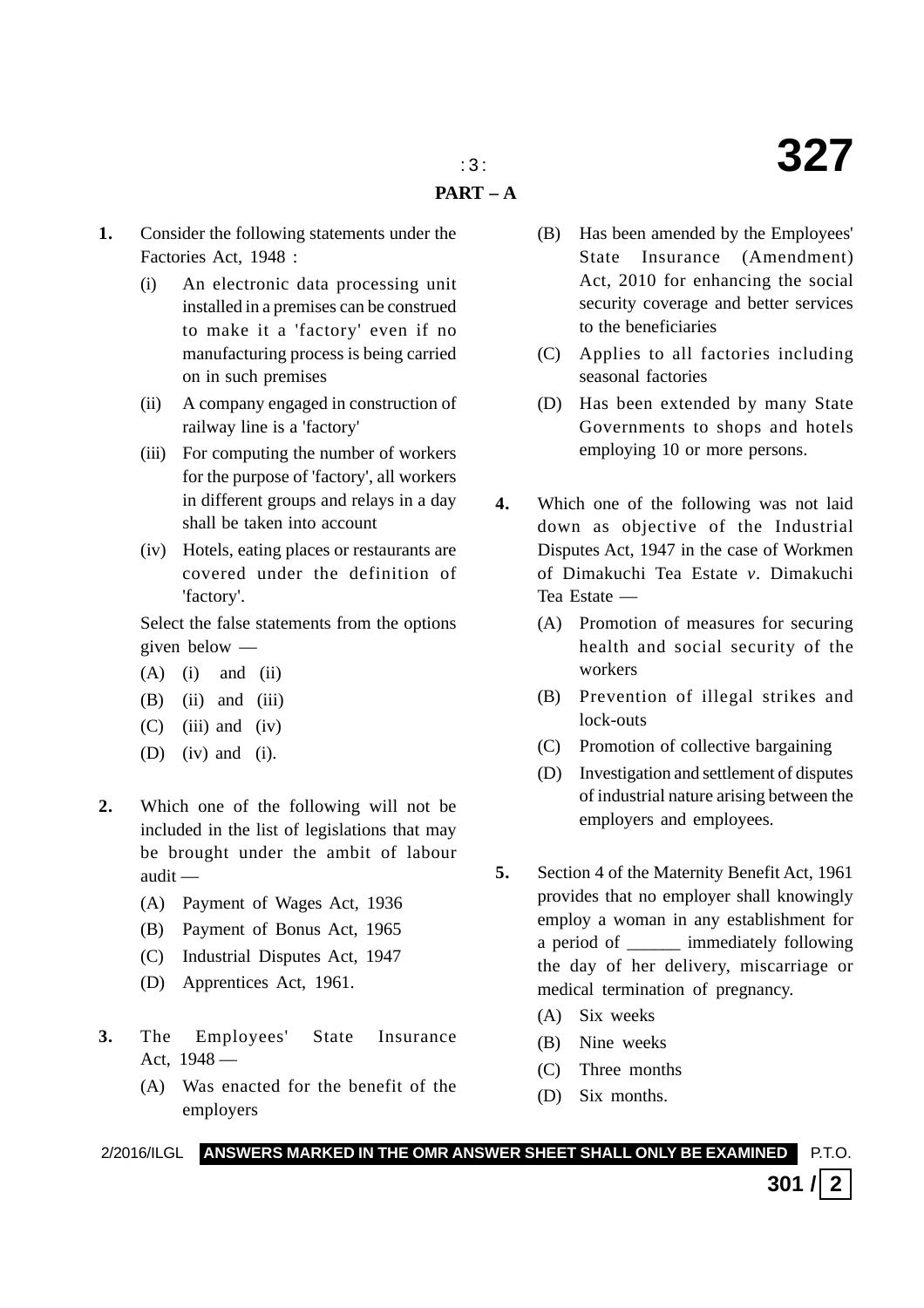## PART – A

**1.** Consider the following statements under the Factories Act, 1948 :

(i) An electronic data processing unit installed in a premises can be construed to make it a 'factory' even if no manufacturing process is being carried on in such premises

(ii) A company engaged in construction of railway line is a 'factory'

(iii) For computing the number of workers for the purpose of 'factory', all workers in different groups and relays in a day shall be taken into account

(iv) Hotels, eating places or restaurants are covered under the definition of 'factory'.

Select the false statements from the options given below —

(A) (i) and (ii)

(B) (ii) and (iii)

(C) (iii) and (iv)

(D) (iv) and (i).

**2.** Which one of the following will not be included in the list of legislations that may be brought under the ambit of labour audit —

(A) Payment of Wages Act, 1936

(B) Payment of Bonus Act, 1965

(C) Industrial Disputes Act, 1947

(D) Apprentices Act, 1961.

**3.** The Employees' State Insurance Act, 1948 —

(A) Was enacted for the benefit of the employers

(B) Has been amended by the Employees' State Insurance (Amendment) Act, 2010 for enhancing the social security coverage and better services to the beneficiaries

(C) Applies to all factories including seasonal factories

(D) Has been extended by many State Governments to shops and hotels employing 10 or more persons.

**4.** Which one of the following was not laid down as objective of the Industrial Disputes Act, 1947 in the case of Workmen of Dimakuchi Tea Estate *v*. Dimakuchi Tea Estate —

(A) Promotion of measures for securing health and social security of the workers

(B) Prevention of illegal strikes and lock-outs

(C) Promotion of collective bargaining

(D) Investigation and settlement of disputes of industrial nature arising between the employers and employees.

**5.** Section 4 of the Maternity Benefit Act, 1961 provides that no employer shall knowingly employ a woman in any establishment for a period of ______ immediately following the day of her delivery, miscarriage or medical termination of pregnancy.

(A) Six weeks

(B) Nine weeks

(C) Three months

(D) Six months.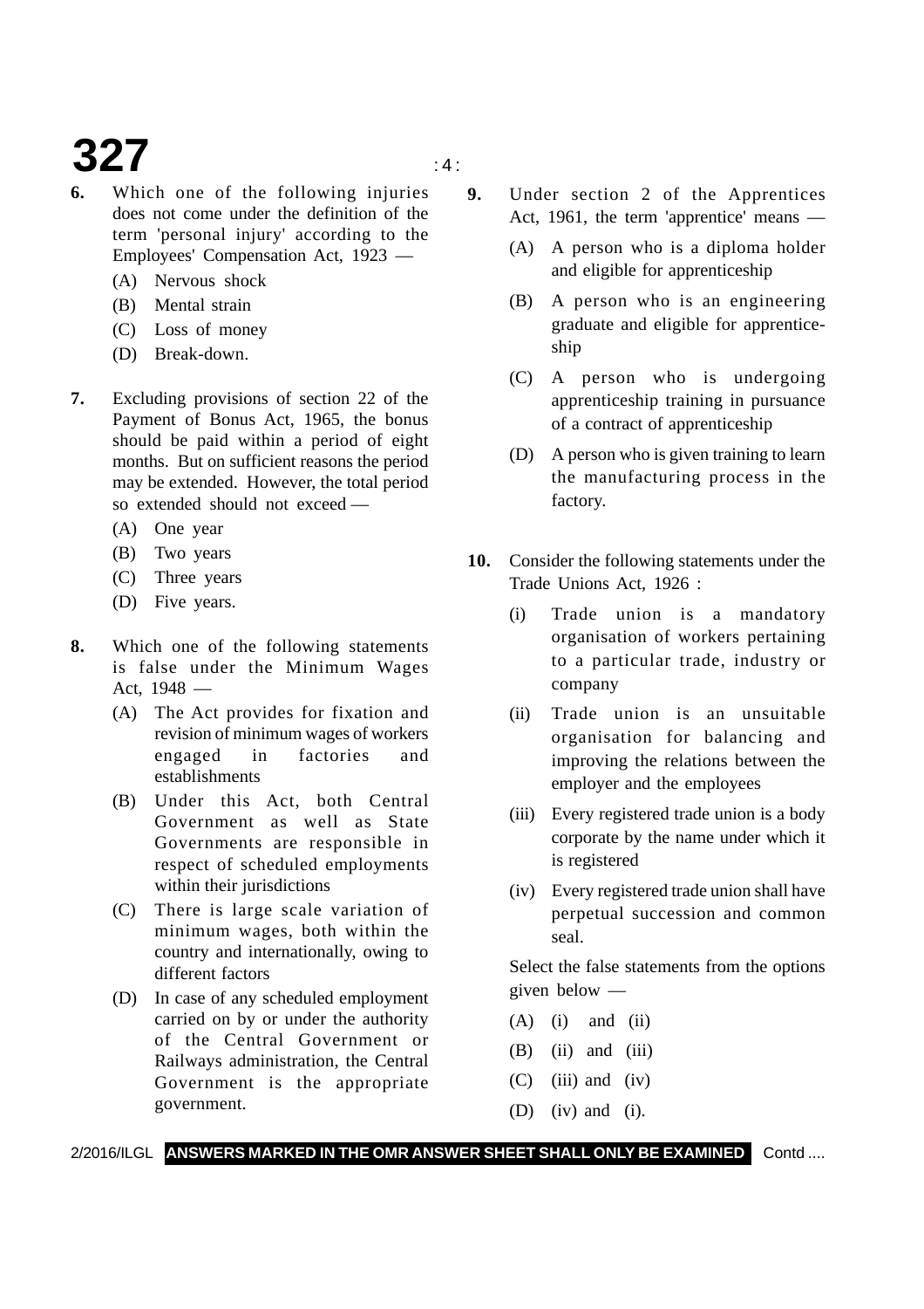**6.** Which one of the following injuries does not come under the definition of the term 'personal injury' according to the Employees' Compensation Act, 1923 —

(A) Nervous shock

(B) Mental strain

(C) Loss of money

(D) Break-down.

**7.** Excluding provisions of section 22 of the Payment of Bonus Act, 1965, the bonus should be paid within a period of eight months. But on sufficient reasons the period may be extended. However, the total period so extended should not exceed —

(A) One year

(B) Two years

(C) Three years

(D) Five years.

**8.** Which one of the following statements is false under the Minimum Wages Act, 1948 —

(A) The Act provides for fixation and revision of minimum wages of workers engaged in factories and establishments

(B) Under this Act, both Central Government as well as State Governments are responsible in respect of scheduled employments within their jurisdictions

(C) There is large scale variation of minimum wages, both within the country and internationally, owing to different factors

(D) In case of any scheduled employment carried on by or under the authority of the Central Government or Railways administration, the Central Government is the appropriate government.

**9.** Under section 2 of the Apprentices Act, 1961, the term 'apprentice' means —

(A) A person who is a diploma holder and eligible for apprenticeship

(B) A person who is an engineering graduate and eligible for apprenticeship

(C) A person who is undergoing apprenticeship training in pursuance of a contract of apprenticeship

(D) A person who is given training to learn the manufacturing process in the factory.

**10.** Consider the following statements under the Trade Unions Act, 1926 :

(i) Trade union is a mandatory organisation of workers pertaining to a particular trade, industry or company

(ii) Trade union is an unsuitable organisation for balancing and improving the relations between the employer and the employees

(iii) Every registered trade union is a body corporate by the name under which it is registered

(iv) Every registered trade union shall have perpetual succession and common seal.

Select the false statements from the options given below —

(A) (i) and (ii)

(B) (ii) and (iii)

(C) (iii) and (iv)

(D) (iv) and (i).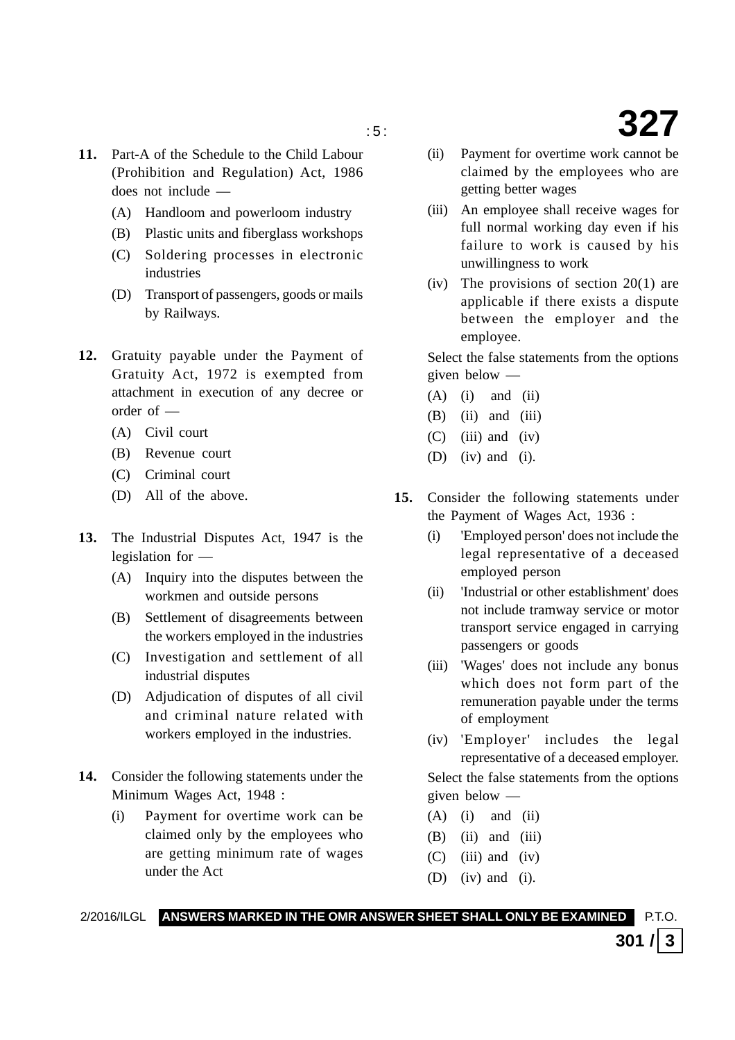**11.** Part-A of the Schedule to the Child Labour (Prohibition and Regulation) Act, 1986 does not include —

(A) Handloom and powerloom industry

(B) Plastic units and fiberglass workshops

(C) Soldering processes in electronic industries

(D) Transport of passengers, goods or mails by Railways.

**12.** Gratuity payable under the Payment of Gratuity Act, 1972 is exempted from attachment in execution of any decree or order of —

(A) Civil court

(B) Revenue court

(C) Criminal court

(D) All of the above.

**13.** The Industrial Disputes Act, 1947 is the legislation for —

(A) Inquiry into the disputes between the workmen and outside persons

(B) Settlement of disagreements between the workers employed in the industries

(C) Investigation and settlement of all industrial disputes

(D) Adjudication of disputes of all civil and criminal nature related with workers employed in the industries.

**14.** Consider the following statements under the Minimum Wages Act, 1948 :

(i) Payment for overtime work can be claimed only by the employees who are getting minimum rate of wages under the Act

(ii) Payment for overtime work cannot be claimed by the employees who are getting better wages

(iii) An employee shall receive wages for full normal working day even if his failure to work is caused by his unwillingness to work

(iv) The provisions of section 20(1) are applicable if there exists a dispute between the employer and the employee.

Select the false statements from the options given below —

(A) (i) and (ii)

(B) (ii) and (iii)

(C) (iii) and (iv)

(D) (iv) and (i).

**15.** Consider the following statements under the Payment of Wages Act, 1936 :

(i) 'Employed person' does not include the legal representative of a deceased employed person

(ii) 'Industrial or other establishment' does not include tramway service or motor transport service engaged in carrying passengers or goods

(iii) 'Wages' does not include any bonus which does not form part of the remuneration payable under the terms of employment

(iv) 'Employer' includes the legal representative of a deceased employer.

Select the false statements from the options given below —

(A) (i) and (ii)

(B) (ii) and (iii)

(C) (iii) and (iv)

(D) (iv) and (i).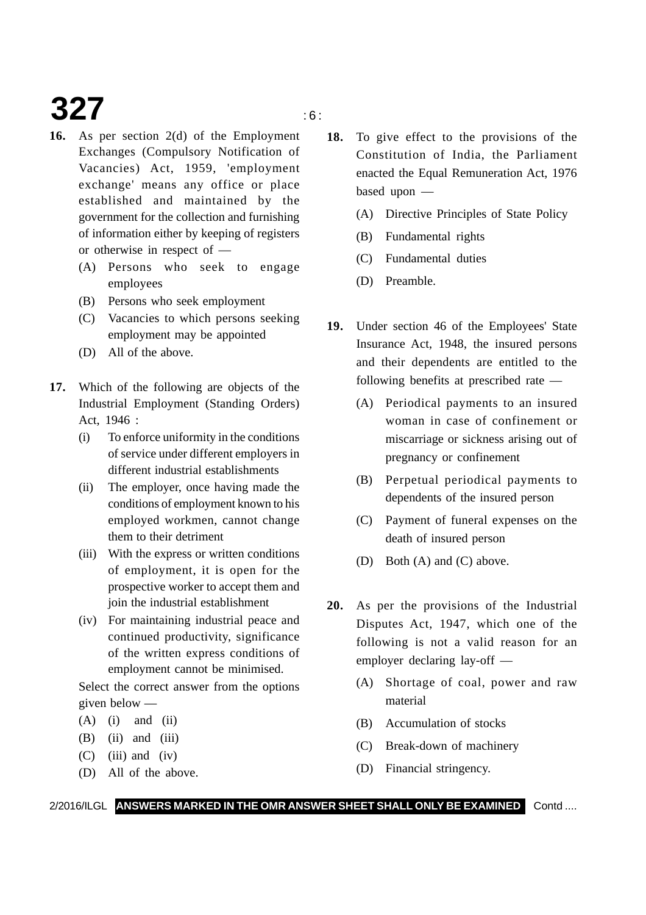**16.** As per section 2(d) of the Employment Exchanges (Compulsory Notification of Vacancies) Act, 1959, 'employment exchange' means any office or place established and maintained by the government for the collection and furnishing of information either by keeping of registers or otherwise in respect of —

(A) Persons who seek to engage employees

(B) Persons who seek employment

(C) Vacancies to which persons seeking employment may be appointed

(D) All of the above.

**17.** Which of the following are objects of the Industrial Employment (Standing Orders) Act, 1946 :

(i) To enforce uniformity in the conditions of service under different employers in different industrial establishments

(ii) The employer, once having made the conditions of employment known to his employed workmen, cannot change them to their detriment

(iii) With the express or written conditions of employment, it is open for the prospective worker to accept them and join the industrial establishment

(iv) For maintaining industrial peace and continued productivity, significance of the written express conditions of employment cannot be minimised.

Select the correct answer from the options given below —

(A) (i) and (ii)

(B) (ii) and (iii)

(C) (iii) and (iv)

(D) All of the above.

**18.** To give effect to the provisions of the Constitution of India, the Parliament enacted the Equal Remuneration Act, 1976 based upon —

(A) Directive Principles of State Policy

(B) Fundamental rights

(C) Fundamental duties

(D) Preamble.

**19.** Under section 46 of the Employees' State Insurance Act, 1948, the insured persons and their dependents are entitled to the following benefits at prescribed rate —

(A) Periodical payments to an insured woman in case of confinement or miscarriage or sickness arising out of pregnancy or confinement

(B) Perpetual periodical payments to dependents of the insured person

(C) Payment of funeral expenses on the death of insured person

(D) Both (A) and (C) above.

**20.** As per the provisions of the Industrial Disputes Act, 1947, which one of the following is not a valid reason for an employer declaring lay-off —

(A) Shortage of coal, power and raw material

(B) Accumulation of stocks

(C) Break-down of machinery

(D) Financial stringency.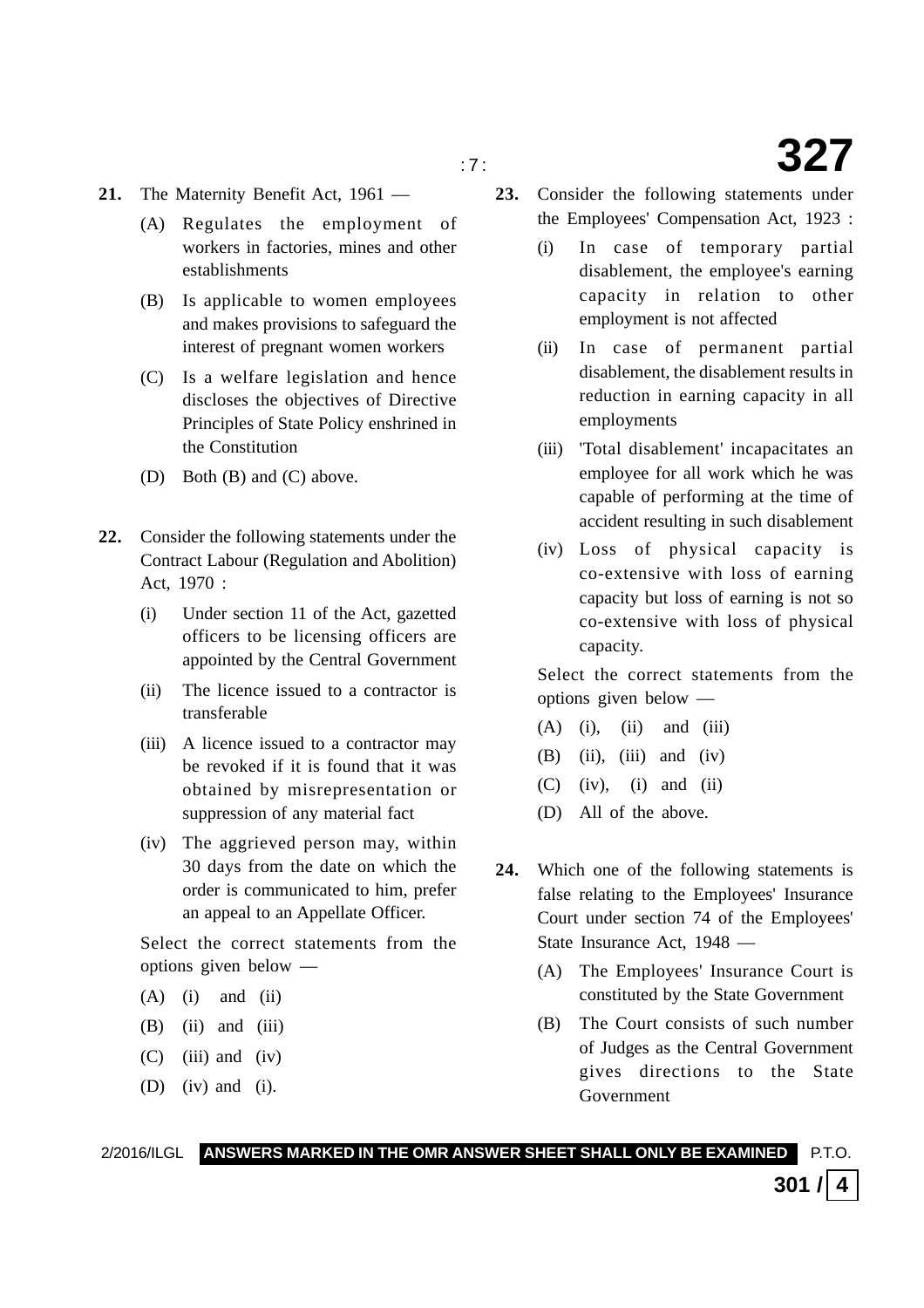**21.** The Maternity Benefit Act, 1961 —

(A) Regulates the employment of workers in factories, mines and other establishments

(B) Is applicable to women employees and makes provisions to safeguard the interest of pregnant women workers

(C) Is a welfare legislation and hence discloses the objectives of Directive Principles of State Policy enshrined in the Constitution

(D) Both (B) and (C) above.

**22.** Consider the following statements under the Contract Labour (Regulation and Abolition) Act, 1970 :

(i) Under section 11 of the Act, gazetted officers to be licensing officers are appointed by the Central Government

(ii) The licence issued to a contractor is transferable

(iii) A licence issued to a contractor may be revoked if it is found that it was obtained by misrepresentation or suppression of any material fact

(iv) The aggrieved person may, within 30 days from the date on which the order is communicated to him, prefer an appeal to an Appellate Officer.

Select the correct statements from the options given below —

(A) (i) and (ii)

(B) (ii) and (iii)

(C) (iii) and (iv)

(D) (iv) and (i).

**23.** Consider the following statements under the Employees' Compensation Act, 1923 :

(i) In case of temporary partial disablement, the employee's earning capacity in relation to other employment is not affected

(ii) In case of permanent partial disablement, the disablement results in reduction in earning capacity in all employments

(iii) 'Total disablement' incapacitates an employee for all work which he was capable of performing at the time of accident resulting in such disablement

(iv) Loss of physical capacity is co-extensive with loss of earning capacity but loss of earning is not so co-extensive with loss of physical capacity.

Select the correct statements from the options given below —

(A) (i), (ii) and (iii)

(B) (ii), (iii) and (iv)

(C) (iv), (i) and (ii)

(D) All of the above.

**24.** Which one of the following statements is false relating to the Employees' Insurance Court under section 74 of the Employees' State Insurance Act, 1948 —

(A) The Employees' Insurance Court is constituted by the State Government

(B) The Court consists of such number of Judges as the Central Government gives directions to the State Government

**ANSWERS MARKED IN THE OMR ANSWER SHEET SHALL ONLY BE EXAMINED**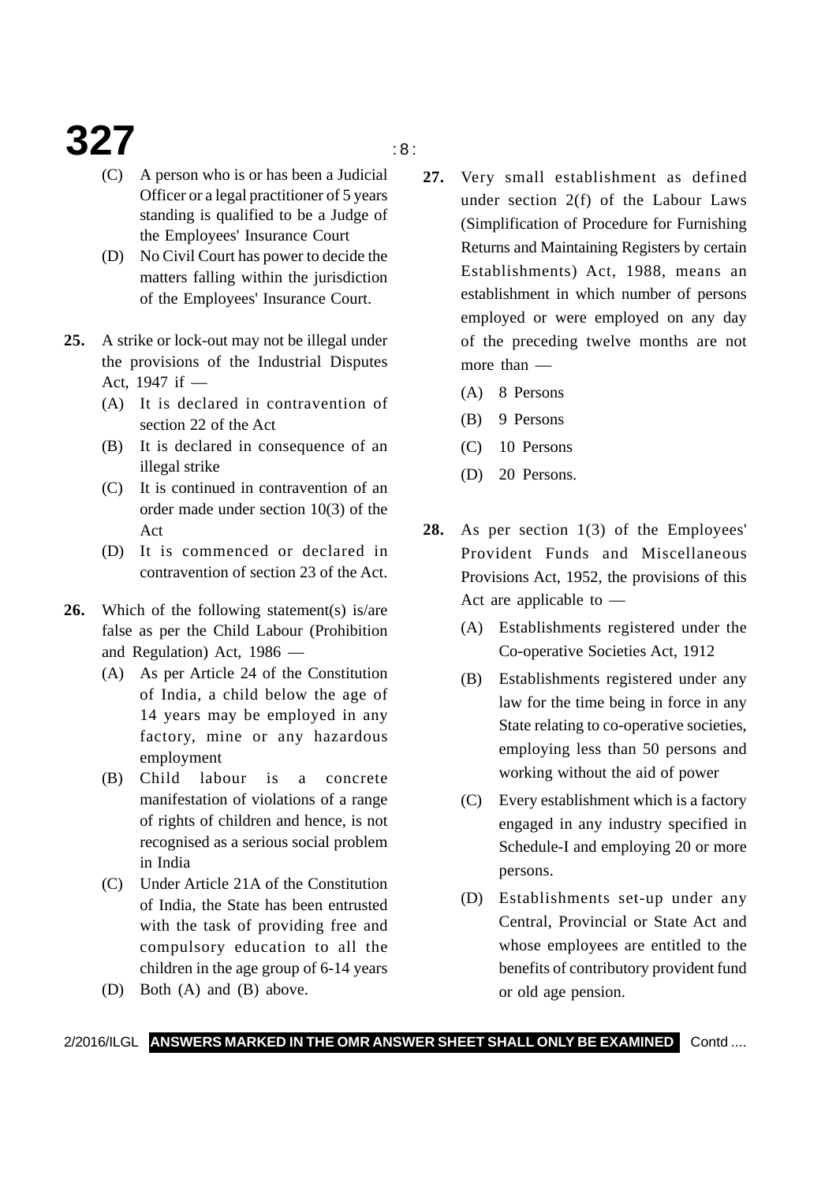(C) A person who is or has been a Judicial Officer or a legal practitioner of 5 years standing is qualified to be a Judge of the Employees' Insurance Court

(D) No Civil Court has power to decide the matters falling within the jurisdiction of the Employees' Insurance Court.

**25.** A strike or lock-out may not be illegal under the provisions of the Industrial Disputes Act, 1947 if —

(A) It is declared in contravention of section 22 of the Act

(B) It is declared in consequence of an illegal strike

(C) It is continued in contravention of an order made under section 10(3) of the Act

(D) It is commenced or declared in contravention of section 23 of the Act.

**26.** Which of the following statement(s) is/are false as per the Child Labour (Prohibition and Regulation) Act, 1986 —

(A) As per Article 24 of the Constitution of India, a child below the age of 14 years may be employed in any factory, mine or any hazardous employment

(B) Child labour is a concrete manifestation of violations of a range of rights of children and hence, is not recognised as a serious social problem in India

(C) Under Article 21A of the Constitution of India, the State has been entrusted with the task of providing free and compulsory education to all the children in the age group of 6-14 years

(D) Both (A) and (B) above.

**27.** Very small establishment as defined under section 2(f) of the Labour Laws (Simplification of Procedure for Furnishing Returns and Maintaining Registers by certain Establishments) Act, 1988, means an establishment in which number of persons employed or were employed on any day of the preceding twelve months are not more than —

(A) 8 Persons

(B) 9 Persons

(C) 10 Persons

(D) 20 Persons.

**28.** As per section 1(3) of the Employees' Provident Funds and Miscellaneous Provisions Act, 1952, the provisions of this Act are applicable to —

(A) Establishments registered under the Co-operative Societies Act, 1912

(B) Establishments registered under any law for the time being in force in any State relating to co-operative societies, employing less than 50 persons and working without the aid of power

(C) Every establishment which is a factory engaged in any industry specified in Schedule-I and employing 20 or more persons.

(D) Establishments set-up under any Central, Provincial or State Act and whose employees are entitled to the benefits of contributory provident fund or old age pension.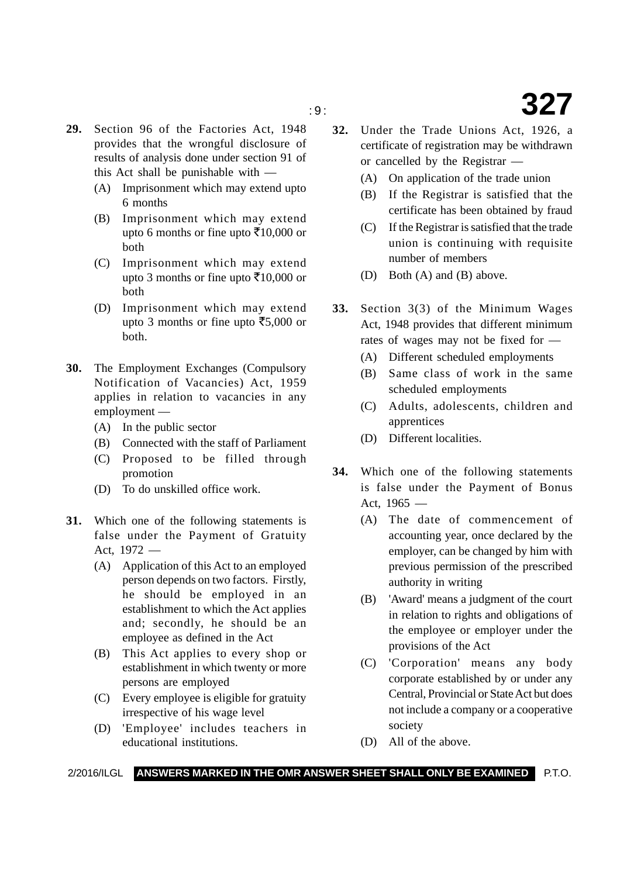**29.** Section 96 of the Factories Act, 1948 provides that the wrongful disclosure of results of analysis done under section 91 of this Act shall be punishable with —

(A) Imprisonment which may extend upto 6 months

(B) Imprisonment which may extend upto 6 months or fine upto ₹10,000 or both

(C) Imprisonment which may extend upto 3 months or fine upto ₹10,000 or both

(D) Imprisonment which may extend upto 3 months or fine upto ₹5,000 or both.

**30.** The Employment Exchanges (Compulsory Notification of Vacancies) Act, 1959 applies in relation to vacancies in any employment —

(A) In the public sector

(B) Connected with the staff of Parliament

(C) Proposed to be filled through promotion

(D) To do unskilled office work.

**31.** Which one of the following statements is false under the Payment of Gratuity Act, 1972 —

(A) Application of this Act to an employed person depends on two factors. Firstly, he should be employed in an establishment to which the Act applies and; secondly, he should be an employee as defined in the Act

(B) This Act applies to every shop or establishment in which twenty or more persons are employed

(C) Every employee is eligible for gratuity irrespective of his wage level

(D) 'Employee' includes teachers in educational institutions.

**32.** Under the Trade Unions Act, 1926, a certificate of registration may be withdrawn or cancelled by the Registrar —

(A) On application of the trade union

(B) If the Registrar is satisfied that the certificate has been obtained by fraud

(C) If the Registrar is satisfied that the trade union is continuing with requisite number of members

(D) Both (A) and (B) above.

**33.** Section 3(3) of the Minimum Wages Act, 1948 provides that different minimum rates of wages may not be fixed for —

(A) Different scheduled employments

(B) Same class of work in the same scheduled employments

(C) Adults, adolescents, children and apprentices

(D) Different localities.

**34.** Which one of the following statements is false under the Payment of Bonus Act, 1965 —

(A) The date of commencement of accounting year, once declared by the employer, can be changed by him with previous permission of the prescribed authority in writing

(B) 'Award' means a judgment of the court in relation to rights and obligations of the employee or employer under the provisions of the Act

(C) 'Corporation' means any body corporate established by or under any Central, Provincial or State Act but does not include a company or a cooperative society

(D) All of the above.

**ANSWERS MARKED IN THE OMR ANSWER SHEET SHALL ONLY BE EXAMINED**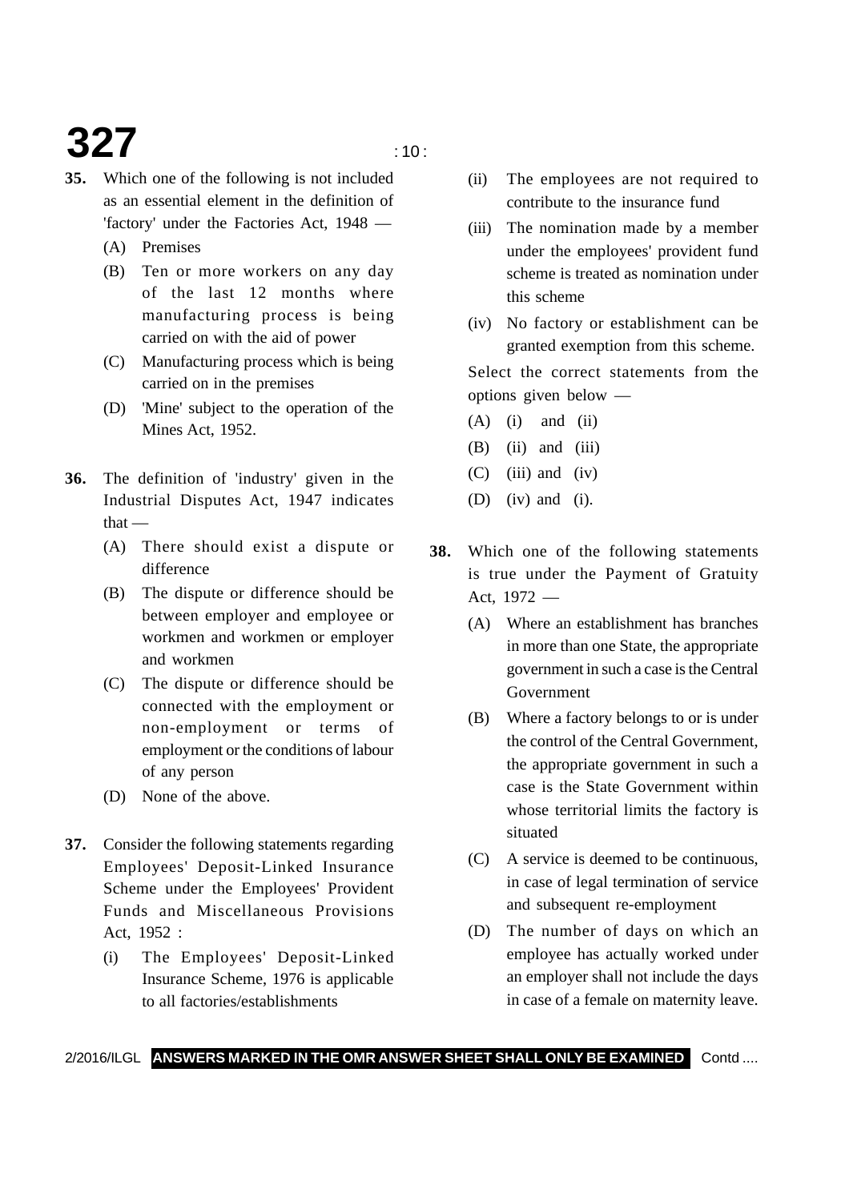**35.** Which one of the following is not included as an essential element in the definition of 'factory' under the Factories Act, 1948 —

(A) Premises

(B) Ten or more workers on any day of the last 12 months where manufacturing process is being carried on with the aid of power

(C) Manufacturing process which is being carried on in the premises

(D) 'Mine' subject to the operation of the Mines Act, 1952.

**36.** The definition of 'industry' given in the Industrial Disputes Act, 1947 indicates that —

(A) There should exist a dispute or difference

(B) The dispute or difference should be between employer and employee or workmen and workmen or employer and workmen

(C) The dispute or difference should be connected with the employment or non-employment or terms of employment or the conditions of labour of any person

(D) None of the above.

**37.** Consider the following statements regarding Employees' Deposit-Linked Insurance Scheme under the Employees' Provident Funds and Miscellaneous Provisions Act, 1952 :

(i) The Employees' Deposit-Linked Insurance Scheme, 1976 is applicable to all factories/establishments

(ii) The employees are not required to contribute to the insurance fund

(iii) The nomination made by a member under the employees' provident fund scheme is treated as nomination under this scheme

(iv) No factory or establishment can be granted exemption from this scheme.

Select the correct statements from the options given below —

(A) (i) and (ii)

(B) (ii) and (iii)

(C) (iii) and (iv)

(D) (iv) and (i).

**38.** Which one of the following statements is true under the Payment of Gratuity Act, 1972 —

(A) Where an establishment has branches in more than one State, the appropriate government in such a case is the Central Government

(B) Where a factory belongs to or is under the control of the Central Government, the appropriate government in such a case is the State Government within whose territorial limits the factory is situated

(C) A service is deemed to be continuous, in case of legal termination of service and subsequent re-employment

(D) The number of days on which an employee has actually worked under an employer shall not include the days in case of a female on maternity leave.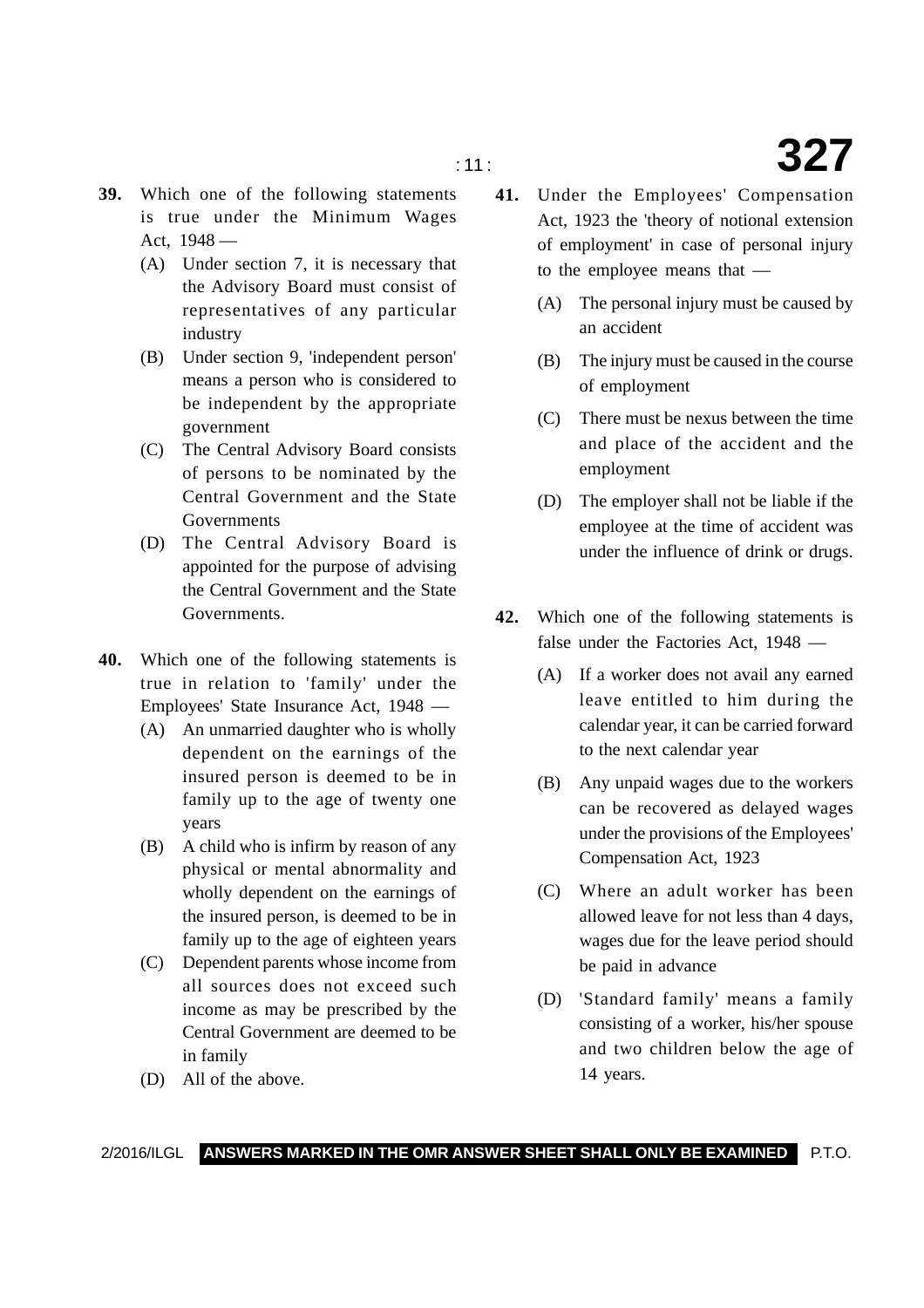**39.** Which one of the following statements is true under the Minimum Wages Act, 1948 —

(A) Under section 7, it is necessary that the Advisory Board must consist of representatives of any particular industry

(B) Under section 9, 'independent person' means a person who is considered to be independent by the appropriate government

(C) The Central Advisory Board consists of persons to be nominated by the Central Government and the State Governments

(D) The Central Advisory Board is appointed for the purpose of advising the Central Government and the State Governments.

**40.** Which one of the following statements is true in relation to 'family' under the Employees' State Insurance Act, 1948 —

(A) An unmarried daughter who is wholly dependent on the earnings of the insured person is deemed to be in family up to the age of twenty one years

(B) A child who is infirm by reason of any physical or mental abnormality and wholly dependent on the earnings of the insured person, is deemed to be in family up to the age of eighteen years

(C) Dependent parents whose income from all sources does not exceed such income as may be prescribed by the Central Government are deemed to be in family

(D) All of the above.

**41.** Under the Employees' Compensation Act, 1923 the 'theory of notional extension of employment' in case of personal injury to the employee means that —

(A) The personal injury must be caused by an accident

(B) The injury must be caused in the course of employment

(C) There must be nexus between the time and place of the accident and the employment

(D) The employer shall not be liable if the employee at the time of accident was under the influence of drink or drugs.

**42.** Which one of the following statements is false under the Factories Act, 1948 —

(A) If a worker does not avail any earned leave entitled to him during the calendar year, it can be carried forward to the next calendar year

(B) Any unpaid wages due to the workers can be recovered as delayed wages under the provisions of the Employees' Compensation Act, 1923

(C) Where an adult worker has been allowed leave for not less than 4 days, wages due for the leave period should be paid in advance

(D) 'Standard family' means a family consisting of a worker, his/her spouse and two children below the age of 14 years.

**ANSWERS MARKED IN THE OMR ANSWER SHEET SHALL ONLY BE EXAMINED**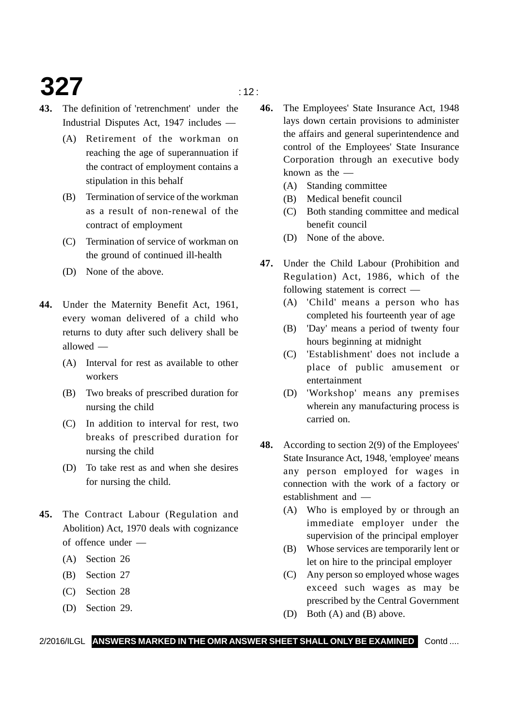**43.** The definition of 'retrenchment' under the Industrial Disputes Act, 1947 includes —

(A) Retirement of the workman on reaching the age of superannuation if the contract of employment contains a stipulation in this behalf

(B) Termination of service of the workman as a result of non-renewal of the contract of employment

(C) Termination of service of workman on the ground of continued ill-health

(D) None of the above.

**44.** Under the Maternity Benefit Act, 1961, every woman delivered of a child who returns to duty after such delivery shall be allowed —

(A) Interval for rest as available to other workers

(B) Two breaks of prescribed duration for nursing the child

(C) In addition to interval for rest, two breaks of prescribed duration for nursing the child

(D) To take rest as and when she desires for nursing the child.

**45.** The Contract Labour (Regulation and Abolition) Act, 1970 deals with cognizance of offence under —

(A) Section 26

(B) Section 27

(C) Section 28

(D) Section 29.

**46.** The Employees' State Insurance Act, 1948 lays down certain provisions to administer the affairs and general superintendence and control of the Employees' State Insurance Corporation through an executive body known as the —

(A) Standing committee

(B) Medical benefit council

(C) Both standing committee and medical benefit council

(D) None of the above.

**47.** Under the Child Labour (Prohibition and Regulation) Act, 1986, which of the following statement is correct —

(A) 'Child' means a person who has completed his fourteenth year of age

(B) 'Day' means a period of twenty four hours beginning at midnight

(C) 'Establishment' does not include a place of public amusement or entertainment

(D) 'Workshop' means any premises wherein any manufacturing process is carried on.

**48.** According to section 2(9) of the Employees' State Insurance Act, 1948, 'employee' means any person employed for wages in connection with the work of a factory or establishment and —

(A) Who is employed by or through an immediate employer under the supervision of the principal employer

(B) Whose services are temporarily lent or let on hire to the principal employer

(C) Any person so employed whose wages exceed such wages as may be prescribed by the Central Government

(D) Both (A) and (B) above.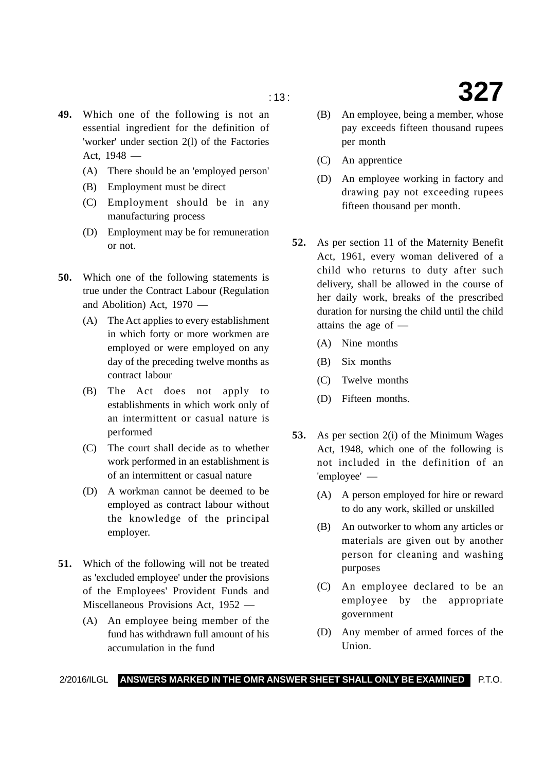**49.** Which one of the following is not an essential ingredient for the definition of 'worker' under section 2(l) of the Factories Act, 1948 —

(A) There should be an 'employed person'

(B) Employment must be direct

(C) Employment should be in any manufacturing process

(D) Employment may be for remuneration or not.

**50.** Which one of the following statements is true under the Contract Labour (Regulation and Abolition) Act, 1970 —

(A) The Act applies to every establishment in which forty or more workmen are employed or were employed on any day of the preceding twelve months as contract labour

(B) The Act does not apply to establishments in which work only of an intermittent or casual nature is performed

(C) The court shall decide as to whether work performed in an establishment is of an intermittent or casual nature

(D) A workman cannot be deemed to be employed as contract labour without the knowledge of the principal employer.

**51.** Which of the following will not be treated as 'excluded employee' under the provisions of the Employees' Provident Funds and Miscellaneous Provisions Act, 1952 —

(A) An employee being member of the fund has withdrawn full amount of his accumulation in the fund

(B) An employee, being a member, whose pay exceeds fifteen thousand rupees per month

(C) An apprentice

(D) An employee working in factory and drawing pay not exceeding rupees fifteen thousand per month.

**52.** As per section 11 of the Maternity Benefit Act, 1961, every woman delivered of a child who returns to duty after such delivery, shall be allowed in the course of her daily work, breaks of the prescribed duration for nursing the child until the child attains the age of —

(A) Nine months

(B) Six months

(C) Twelve months

(D) Fifteen months.

**53.** As per section 2(i) of the Minimum Wages Act, 1948, which one of the following is not included in the definition of an 'employee' —

(A) A person employed for hire or reward to do any work, skilled or unskilled

(B) An outworker to whom any articles or materials are given out by another person for cleaning and washing purposes

(C) An employee declared to be an employee by the appropriate government

(D) Any member of armed forces of the Union.

2/2016/ILGL **ANSWERS MARKED IN THE OMR ANSWER SHEET SHALL ONLY BE EXAMINED** P.T.O.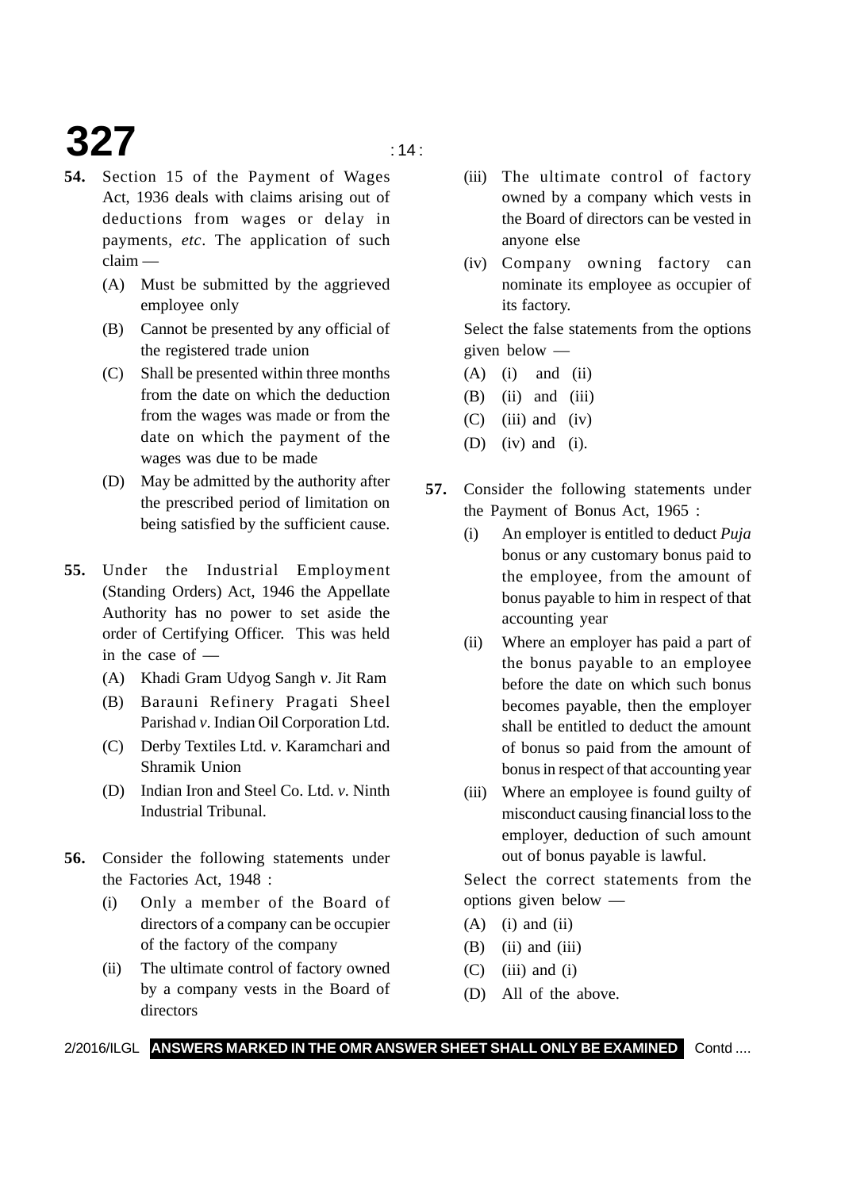**54.** Section 15 of the Payment of Wages Act, 1936 deals with claims arising out of deductions from wages or delay in payments, *etc*. The application of such claim —

(A) Must be submitted by the aggrieved employee only

(B) Cannot be presented by any official of the registered trade union

(C) Shall be presented within three months from the date on which the deduction from the wages was made or from the date on which the payment of the wages was due to be made

(D) May be admitted by the authority after the prescribed period of limitation on being satisfied by the sufficient cause.

**55.** Under the Industrial Employment (Standing Orders) Act, 1946 the Appellate Authority has no power to set aside the order of Certifying Officer. This was held in the case of —

(A) Khadi Gram Udyog Sangh *v*. Jit Ram

(B) Barauni Refinery Pragati Sheel Parishad *v*. Indian Oil Corporation Ltd.

(C) Derby Textiles Ltd. *v*. Karamchari and Shramik Union

(D) Indian Iron and Steel Co. Ltd. *v*. Ninth Industrial Tribunal.

**56.** Consider the following statements under the Factories Act, 1948 :

(i) Only a member of the Board of directors of a company can be occupier of the factory of the company

(ii) The ultimate control of factory owned by a company vests in the Board of directors

(iii) The ultimate control of factory owned by a company which vests in the Board of directors can be vested in anyone else

(iv) Company owning factory can nominate its employee as occupier of its factory.

Select the false statements from the options given below —

(A) (i) and (ii)

(B) (ii) and (iii)

(C) (iii) and (iv)

(D) (iv) and (i).

**57.** Consider the following statements under the Payment of Bonus Act, 1965 :

(i) An employer is entitled to deduct *Puja* bonus or any customary bonus paid to the employee, from the amount of bonus payable to him in respect of that accounting year

(ii) Where an employer has paid a part of the bonus payable to an employee before the date on which such bonus becomes payable, then the employer shall be entitled to deduct the amount of bonus so paid from the amount of bonus in respect of that accounting year

(iii) Where an employee is found guilty of misconduct causing financial loss to the employer, deduction of such amount out of bonus payable is lawful.

Select the correct statements from the options given below —

(A) (i) and (ii)

(B) (ii) and (iii)

(C) (iii) and (i)

(D) All of the above.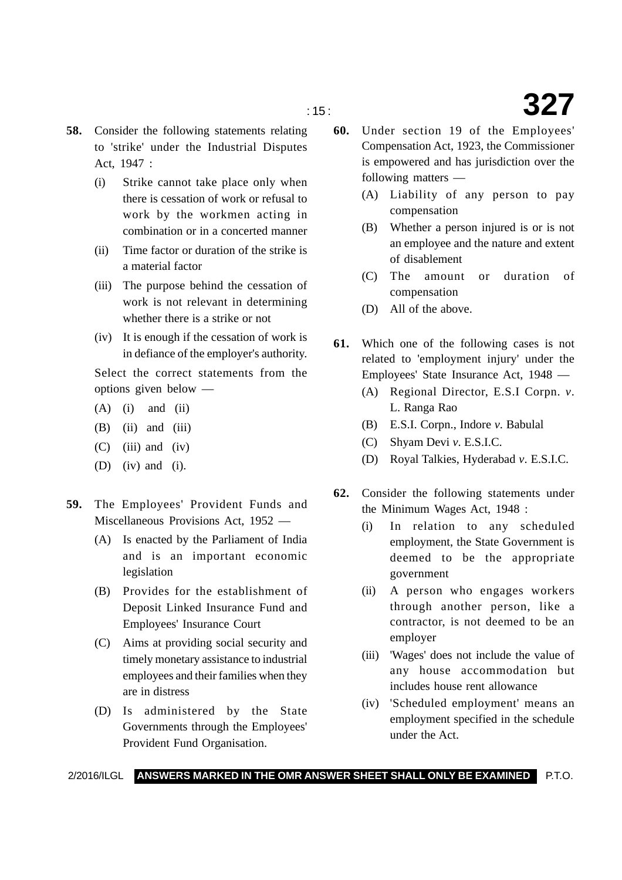**58.** Consider the following statements relating to 'strike' under the Industrial Disputes Act, 1947 :

(i) Strike cannot take place only when there is cessation of work or refusal to work by the workmen acting in combination or in a concerted manner

(ii) Time factor or duration of the strike is a material factor

(iii) The purpose behind the cessation of work is not relevant in determining whether there is a strike or not

(iv) It is enough if the cessation of work is in defiance of the employer's authority.

Select the correct statements from the options given below —

(A) (i) and (ii)

(B) (ii) and (iii)

(C) (iii) and (iv)

(D) (iv) and (i).

**59.** The Employees' Provident Funds and Miscellaneous Provisions Act, 1952 —

(A) Is enacted by the Parliament of India and is an important economic legislation

(B) Provides for the establishment of Deposit Linked Insurance Fund and Employees' Insurance Court

(C) Aims at providing social security and timely monetary assistance to industrial employees and their families when they are in distress

(D) Is administered by the State Governments through the Employees' Provident Fund Organisation.

**60.** Under section 19 of the Employees' Compensation Act, 1923, the Commissioner is empowered and has jurisdiction over the following matters —

(A) Liability of any person to pay compensation

(B) Whether a person injured is or is not an employee and the nature and extent of disablement

(C) The amount or duration of compensation

(D) All of the above.

**61.** Which one of the following cases is not related to 'employment injury' under the Employees' State Insurance Act, 1948 —

(A) Regional Director, E.S.I Corpn. *v*. L. Ranga Rao

(B) E.S.I. Corpn., Indore *v.* Babulal

(C) Shyam Devi *v.* E.S.I.C.

(D) Royal Talkies, Hyderabad *v*. E.S.I.C.

**62.** Consider the following statements under the Minimum Wages Act, 1948 :

(i) In relation to any scheduled employment, the State Government is deemed to be the appropriate government

(ii) A person who engages workers through another person, like a contractor, is not deemed to be an employer

(iii) 'Wages' does not include the value of any house accommodation but includes house rent allowance

(iv) 'Scheduled employment' means an employment specified in the schedule under the Act.

2/2016/ILGL **ANSWERS MARKED IN THE OMR ANSWER SHEET SHALL ONLY BE EXAMINED** P.T.O.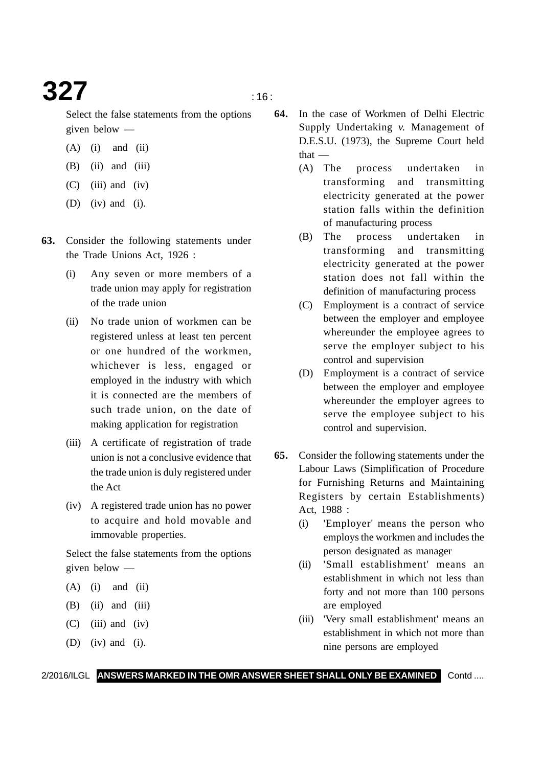Select the false statements from the options given below —

(A) (i) and (ii)

(B) (ii) and (iii)

(C) (iii) and (iv)

(D) (iv) and (i).

**63.** Consider the following statements under the Trade Unions Act, 1926 :

(i) Any seven or more members of a trade union may apply for registration of the trade union

(ii) No trade union of workmen can be registered unless at least ten percent or one hundred of the workmen, whichever is less, engaged or employed in the industry with which it is connected are the members of such trade union, on the date of making application for registration

(iii) A certificate of registration of trade union is not a conclusive evidence that the trade union is duly registered under the Act

(iv) A registered trade union has no power to acquire and hold movable and immovable properties.

Select the false statements from the options given below —

(A) (i) and (ii)

(B) (ii) and (iii)

(C) (iii) and (iv)

(D) (iv) and (i).

**64.** In the case of Workmen of Delhi Electric Supply Undertaking *v.* Management of D.E.S.U. (1973), the Supreme Court held that —

(A) The process undertaken in transforming and transmitting electricity generated at the power station falls within the definition of manufacturing process

(B) The process undertaken in transforming and transmitting electricity generated at the power station does not fall within the definition of manufacturing process

(C) Employment is a contract of service between the employer and employee whereunder the employee agrees to serve the employer subject to his control and supervision

(D) Employment is a contract of service between the employer and employee whereunder the employer agrees to serve the employee subject to his control and supervision.

**65.** Consider the following statements under the Labour Laws (Simplification of Procedure for Furnishing Returns and Maintaining Registers by certain Establishments) Act, 1988 :

(i) 'Employer' means the person who employs the workmen and includes the person designated as manager

(ii) 'Small establishment' means an establishment in which not less than forty and not more than 100 persons are employed

(iii) 'Very small establishment' means an establishment in which not more than nine persons are employed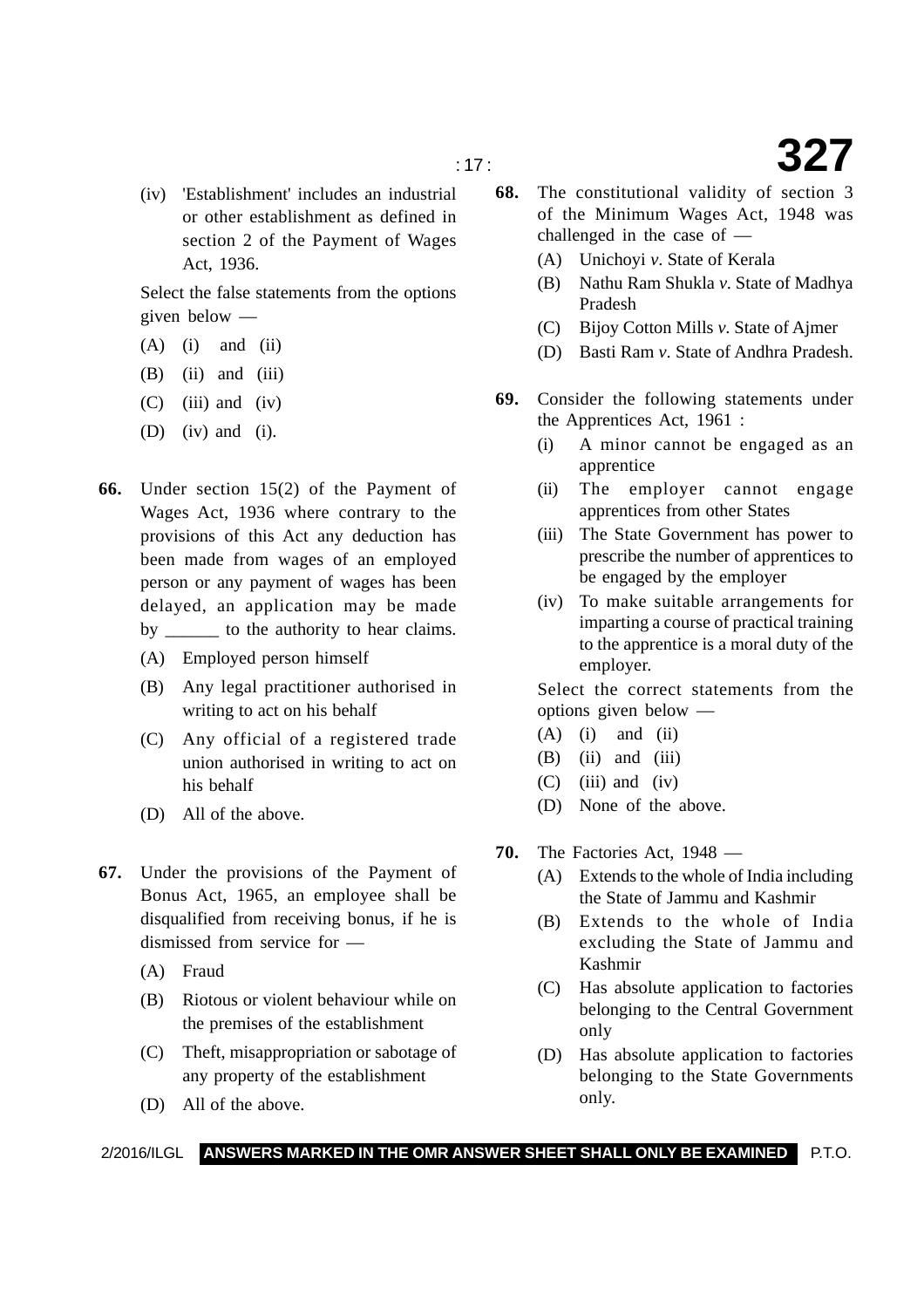(iv) 'Establishment' includes an industrial or other establishment as defined in section 2 of the Payment of Wages Act, 1936.

Select the false statements from the options given below —

(A) (i) and (ii)

(B) (ii) and (iii)

(C) (iii) and (iv)

(D) (iv) and (i).

**66.** Under section 15(2) of the Payment of Wages Act, 1936 where contrary to the provisions of this Act any deduction has been made from wages of an employed person or any payment of wages has been delayed, an application may be made by ______ to the authority to hear claims.

(A) Employed person himself

(B) Any legal practitioner authorised in writing to act on his behalf

(C) Any official of a registered trade union authorised in writing to act on his behalf

(D) All of the above.

**67.** Under the provisions of the Payment of Bonus Act, 1965, an employee shall be disqualified from receiving bonus, if he is dismissed from service for —

(A) Fraud

(B) Riotous or violent behaviour while on the premises of the establishment

(C) Theft, misappropriation or sabotage of any property of the establishment

(D) All of the above.

**68.** The constitutional validity of section 3 of the Minimum Wages Act, 1948 was challenged in the case of —

(A) Unichoyi *v.* State of Kerala

(B) Nathu Ram Shukla *v.* State of Madhya Pradesh

(C) Bijoy Cotton Mills *v.* State of Ajmer

(D) Basti Ram *v.* State of Andhra Pradesh.

**69.** Consider the following statements under the Apprentices Act, 1961 :

(i) A minor cannot be engaged as an apprentice

(ii) The employer cannot engage apprentices from other States

(iii) The State Government has power to prescribe the number of apprentices to be engaged by the employer

(iv) To make suitable arrangements for imparting a course of practical training to the apprentice is a moral duty of the employer.

Select the correct statements from the options given below —

(A) (i) and (ii)

(B) (ii) and (iii)

(C) (iii) and (iv)

(D) None of the above.

**70.** The Factories Act, 1948 —

(A) Extends to the whole of India including the State of Jammu and Kashmir

(B) Extends to the whole of India excluding the State of Jammu and Kashmir

(C) Has absolute application to factories belonging to the Central Government only

(D) Has absolute application to factories belonging to the State Governments only.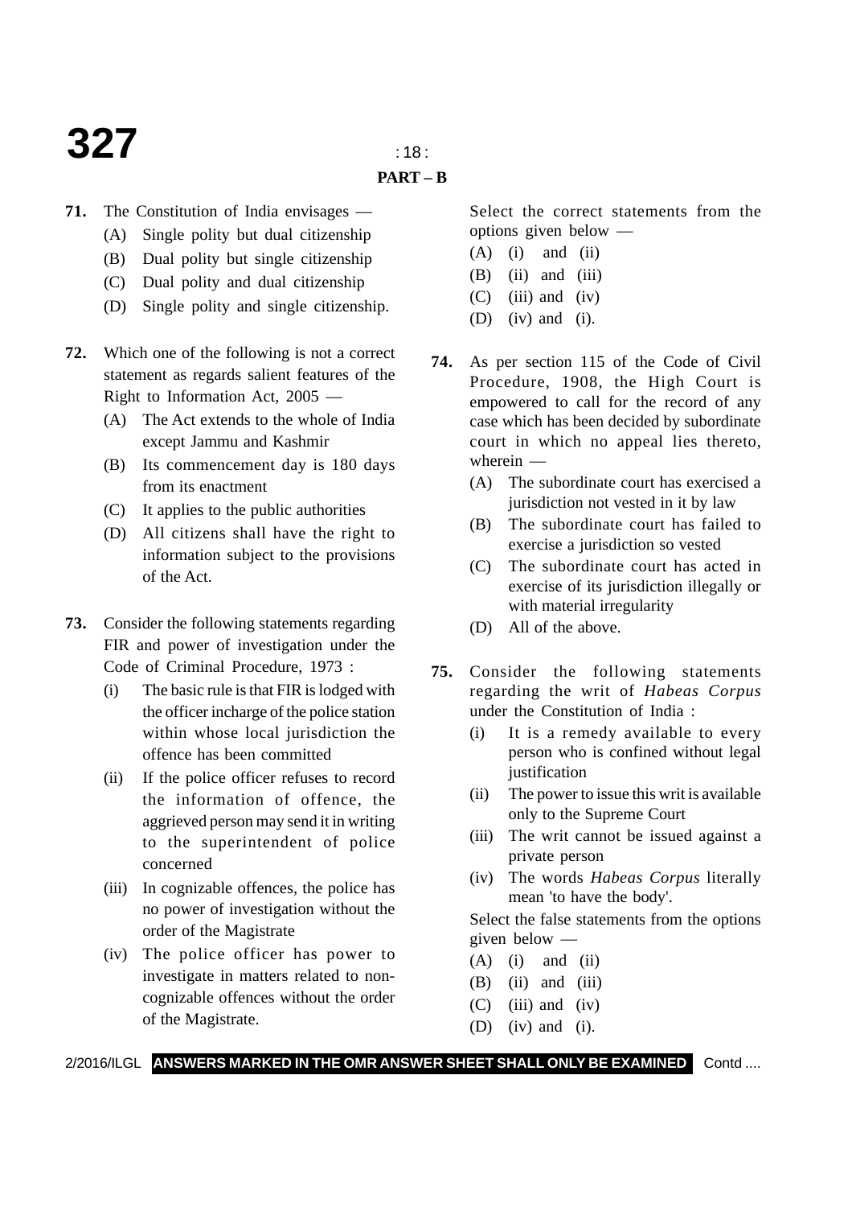## PART – B

**71.** The Constitution of India envisages —

(A) Single polity but dual citizenship

(B) Dual polity but single citizenship

(C) Dual polity and dual citizenship

(D) Single polity and single citizenship.

**72.** Which one of the following is not a correct statement as regards salient features of the Right to Information Act, 2005 —

(A) The Act extends to the whole of India except Jammu and Kashmir

(B) Its commencement day is 180 days from its enactment

(C) It applies to the public authorities

(D) All citizens shall have the right to information subject to the provisions of the Act.

**73.** Consider the following statements regarding FIR and power of investigation under the Code of Criminal Procedure, 1973 :

(i) The basic rule is that FIR is lodged with the officer incharge of the police station within whose local jurisdiction the offence has been committed

(ii) If the police officer refuses to record the information of offence, the aggrieved person may send it in writing to the superintendent of police concerned

(iii) In cognizable offences, the police has no power of investigation without the order of the Magistrate

(iv) The police officer has power to investigate in matters related to non-cognizable offences without the order of the Magistrate.

Select the correct statements from the options given below —

(A) (i) and (ii)

(B) (ii) and (iii)

(C) (iii) and (iv)

(D) (iv) and (i).

**74.** As per section 115 of the Code of Civil Procedure, 1908, the High Court is empowered to call for the record of any case which has been decided by subordinate court in which no appeal lies thereto, wherein —

(A) The subordinate court has exercised a jurisdiction not vested in it by law

(B) The subordinate court has failed to exercise a jurisdiction so vested

(C) The subordinate court has acted in exercise of its jurisdiction illegally or with material irregularity

(D) All of the above.

**75.** Consider the following statements regarding the writ of *Habeas Corpus* under the Constitution of India :

(i) It is a remedy available to every person who is confined without legal justification

(ii) The power to issue this writ is available only to the Supreme Court

(iii) The writ cannot be issued against a private person

(iv) The words *Habeas Corpus* literally mean 'to have the body'.

Select the false statements from the options given below —

(A) (i) and (ii)

(B) (ii) and (iii)

(C) (iii) and (iv)

(D) (iv) and (i).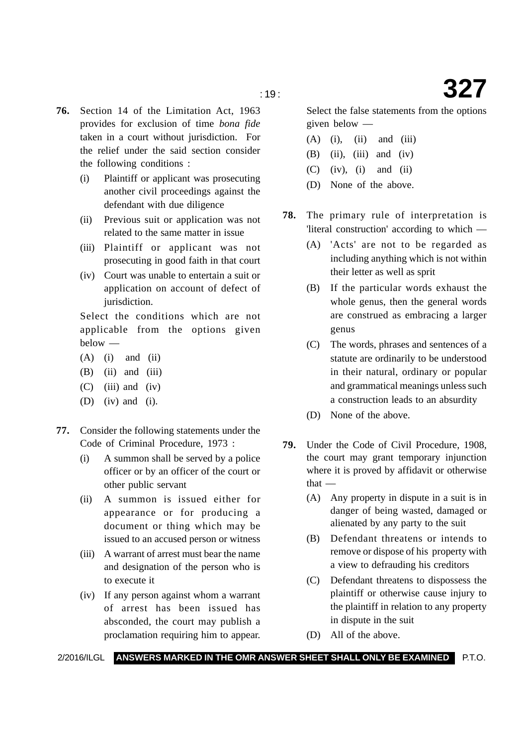**76.** Section 14 of the Limitation Act, 1963 provides for exclusion of time *bona fide* taken in a court without jurisdiction. For the relief under the said section consider the following conditions :

(i) Plaintiff or applicant was prosecuting another civil proceedings against the defendant with due diligence

(ii) Previous suit or application was not related to the same matter in issue

(iii) Plaintiff or applicant was not prosecuting in good faith in that court

(iv) Court was unable to entertain a suit or application on account of defect of jurisdiction.

Select the conditions which are not applicable from the options given below —

(A) (i) and (ii)

(B) (ii) and (iii)

(C) (iii) and (iv)

(D) (iv) and (i).

**77.** Consider the following statements under the Code of Criminal Procedure, 1973 :

(i) A summon shall be served by a police officer or by an officer of the court or other public servant

(ii) A summon is issued either for appearance or for producing a document or thing which may be issued to an accused person or witness

(iii) A warrant of arrest must bear the name and designation of the person who is to execute it

(iv) If any person against whom a warrant of arrest has been issued has absconded, the court may publish a proclamation requiring him to appear.

Select the false statements from the options given below —

(A) (i), (ii) and (iii)

(B) (ii), (iii) and (iv)

(C) (iv), (i) and (ii)

(D) None of the above.

**78.** The primary rule of interpretation is 'literal construction' according to which —

(A) 'Acts' are not to be regarded as including anything which is not within their letter as well as sprit

(B) If the particular words exhaust the whole genus, then the general words are construed as embracing a larger genus

(C) The words, phrases and sentences of a statute are ordinarily to be understood in their natural, ordinary or popular and grammatical meanings unless such a construction leads to an absurdity

(D) None of the above.

**79.** Under the Code of Civil Procedure, 1908, the court may grant temporary injunction where it is proved by affidavit or otherwise that —

(A) Any property in dispute in a suit is in danger of being wasted, damaged or alienated by any party to the suit

(B) Defendant threatens or intends to remove or dispose of his property with a view to defrauding his creditors

(C) Defendant threatens to dispossess the plaintiff or otherwise cause injury to the plaintiff in relation to any property in dispute in the suit

(D) All of the above.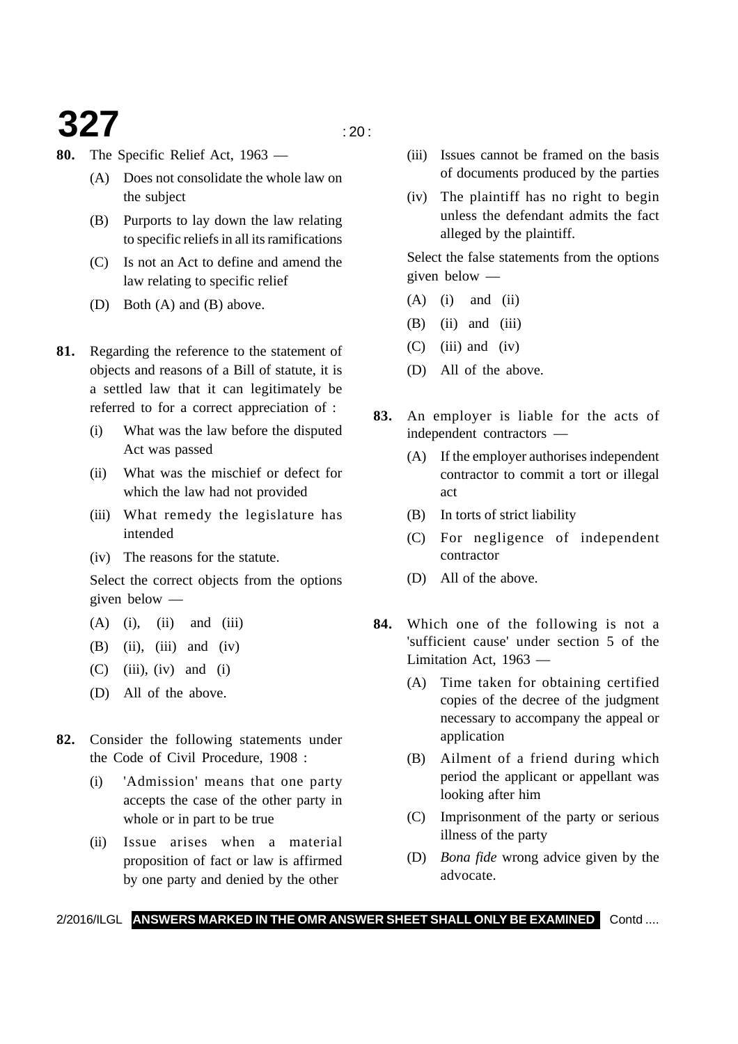**80.** The Specific Relief Act, 1963 —

(A) Does not consolidate the whole law on the subject

(B) Purports to lay down the law relating to specific reliefs in all its ramifications

(C) Is not an Act to define and amend the law relating to specific relief

(D) Both (A) and (B) above.

**81.** Regarding the reference to the statement of objects and reasons of a Bill of statute, it is a settled law that it can legitimately be referred to for a correct appreciation of :

(i) What was the law before the disputed Act was passed

(ii) What was the mischief or defect for which the law had not provided

(iii) What remedy the legislature has intended

(iv) The reasons for the statute.

Select the correct objects from the options given below —

(A) (i), (ii) and (iii)

(B) (ii), (iii) and (iv)

(C) (iii), (iv) and (i)

(D) All of the above.

**82.** Consider the following statements under the Code of Civil Procedure, 1908 :

(i) 'Admission' means that one party accepts the case of the other party in whole or in part to be true

(ii) Issue arises when a material proposition of fact or law is affirmed by one party and denied by the other

(iii) Issues cannot be framed on the basis of documents produced by the parties

(iv) The plaintiff has no right to begin unless the defendant admits the fact alleged by the plaintiff.

Select the false statements from the options given below —

(A) (i) and (ii)

(B) (ii) and (iii)

(C) (iii) and (iv)

(D) All of the above.

**83.** An employer is liable for the acts of independent contractors —

(A) If the employer authorises independent contractor to commit a tort or illegal act

(B) In torts of strict liability

(C) For negligence of independent contractor

(D) All of the above.

**84.** Which one of the following is not a 'sufficient cause' under section 5 of the Limitation Act, 1963 —

(A) Time taken for obtaining certified copies of the decree of the judgment necessary to accompany the appeal or application

(B) Ailment of a friend during which period the applicant or appellant was looking after him

(C) Imprisonment of the party or serious illness of the party

(D) *Bona fide* wrong advice given by the advocate.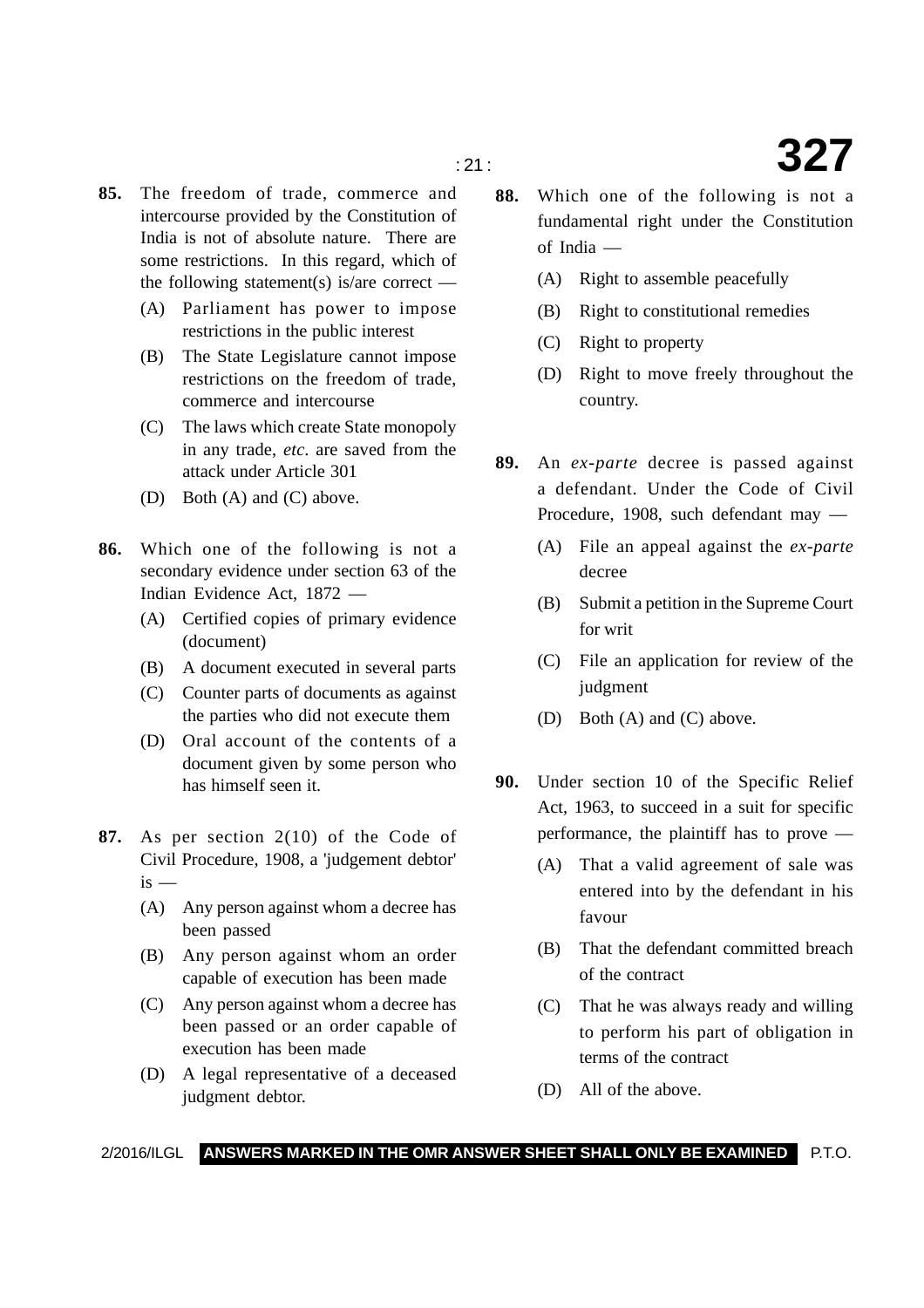**85.** The freedom of trade, commerce and intercourse provided by the Constitution of India is not of absolute nature. There are some restrictions. In this regard, which of the following statement(s) is/are correct —

(A) Parliament has power to impose restrictions in the public interest

(B) The State Legislature cannot impose restrictions on the freedom of trade, commerce and intercourse

(C) The laws which create State monopoly in any trade, *etc*. are saved from the attack under Article 301

(D) Both (A) and (C) above.

**86.** Which one of the following is not a secondary evidence under section 63 of the Indian Evidence Act, 1872 —

(A) Certified copies of primary evidence (document)

(B) A document executed in several parts

(C) Counter parts of documents as against the parties who did not execute them

(D) Oral account of the contents of a document given by some person who has himself seen it.

**87.** As per section 2(10) of the Code of Civil Procedure, 1908, a 'judgement debtor' is —

(A) Any person against whom a decree has been passed

(B) Any person against whom an order capable of execution has been made

(C) Any person against whom a decree has been passed or an order capable of execution has been made

(D) A legal representative of a deceased judgment debtor.

**88.** Which one of the following is not a fundamental right under the Constitution of India —

(A) Right to assemble peacefully

(B) Right to constitutional remedies

(C) Right to property

(D) Right to move freely throughout the country.

**89.** An *ex-parte* decree is passed against a defendant. Under the Code of Civil Procedure, 1908, such defendant may —

(A) File an appeal against the *ex-parte* decree

(B) Submit a petition in the Supreme Court for writ

(C) File an application for review of the judgment

(D) Both (A) and (C) above.

**90.** Under section 10 of the Specific Relief Act, 1963, to succeed in a suit for specific performance, the plaintiff has to prove —

(A) That a valid agreement of sale was entered into by the defendant in his favour

(B) That the defendant committed breach of the contract

(C) That he was always ready and willing to perform his part of obligation in terms of the contract

(D) All of the above.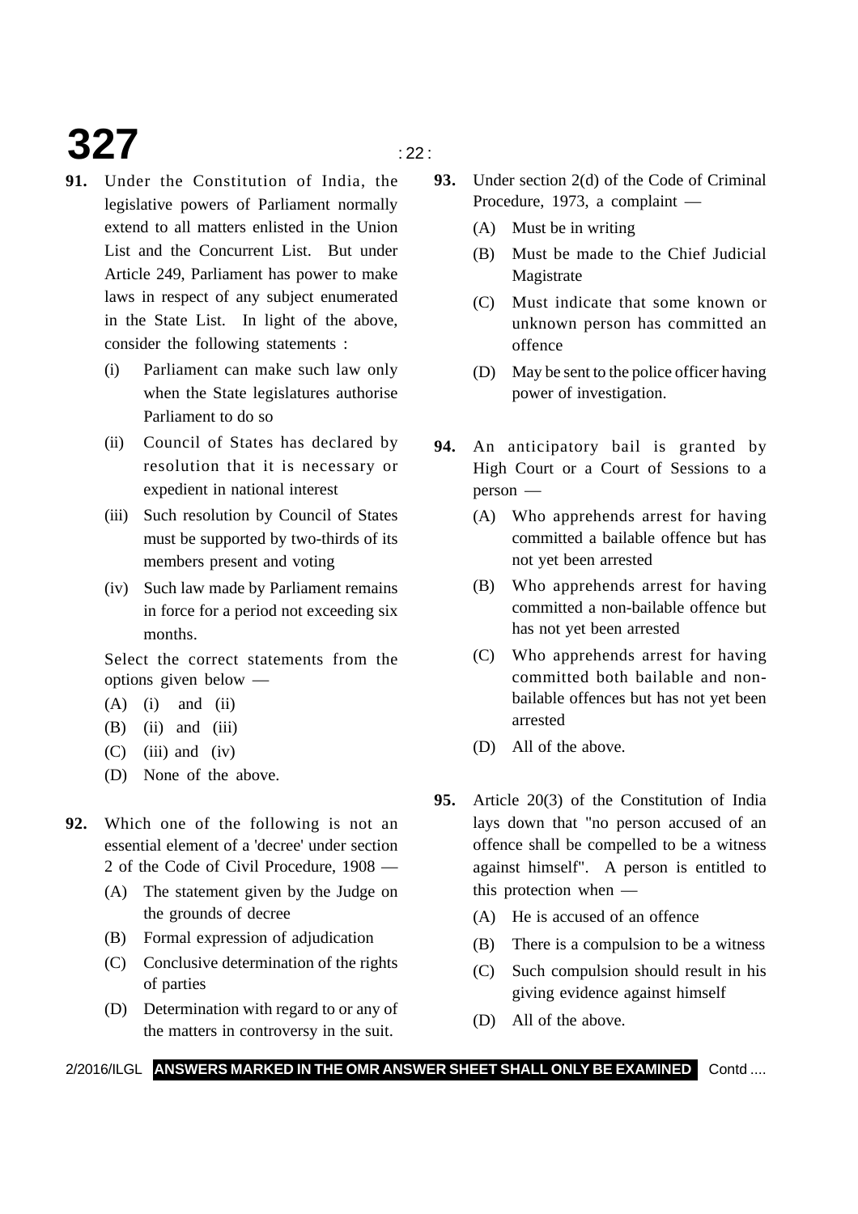**91.** Under the Constitution of India, the legislative powers of Parliament normally extend to all matters enlisted in the Union List and the Concurrent List. But under Article 249, Parliament has power to make laws in respect of any subject enumerated in the State List. In light of the above, consider the following statements :

(i) Parliament can make such law only when the State legislatures authorise Parliament to do so

(ii) Council of States has declared by resolution that it is necessary or expedient in national interest

(iii) Such resolution by Council of States must be supported by two-thirds of its members present and voting

(iv) Such law made by Parliament remains in force for a period not exceeding six months.

Select the correct statements from the options given below —

(A) (i) and (ii)

(B) (ii) and (iii)

(C) (iii) and (iv)

(D) None of the above.

**92.** Which one of the following is not an essential element of a 'decree' under section 2 of the Code of Civil Procedure, 1908 —

(A) The statement given by the Judge on the grounds of decree

(B) Formal expression of adjudication

(C) Conclusive determination of the rights of parties

(D) Determination with regard to or any of the matters in controversy in the suit.

**93.** Under section 2(d) of the Code of Criminal Procedure, 1973, a complaint —

(A) Must be in writing

(B) Must be made to the Chief Judicial Magistrate

(C) Must indicate that some known or unknown person has committed an offence

(D) May be sent to the police officer having power of investigation.

**94.** An anticipatory bail is granted by High Court or a Court of Sessions to a person —

(A) Who apprehends arrest for having committed a bailable offence but has not yet been arrested

(B) Who apprehends arrest for having committed a non-bailable offence but has not yet been arrested

(C) Who apprehends arrest for having committed both bailable and non-bailable offences but has not yet been arrested

(D) All of the above.

**95.** Article 20(3) of the Constitution of India lays down that "no person accused of an offence shall be compelled to be a witness against himself". A person is entitled to this protection when —

(A) He is accused of an offence

(B) There is a compulsion to be a witness

(C) Such compulsion should result in his giving evidence against himself

(D) All of the above.

**ANSWERS MARKED IN THE OMR ANSWER SHEET SHALL ONLY BE EXAMINED**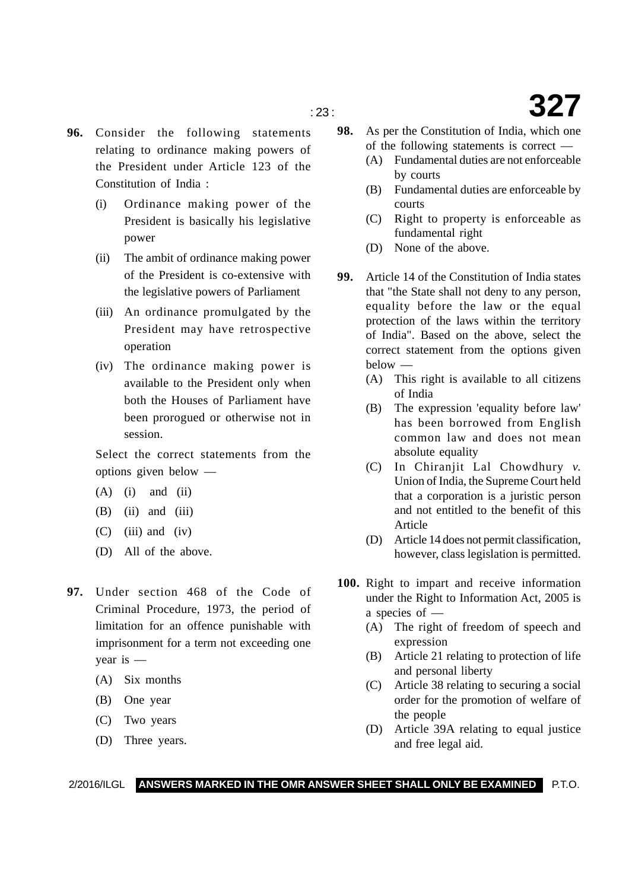**96.** Consider the following statements relating to ordinance making powers of the President under Article 123 of the Constitution of India :

(i) Ordinance making power of the President is basically his legislative power

(ii) The ambit of ordinance making power of the President is co-extensive with the legislative powers of Parliament

(iii) An ordinance promulgated by the President may have retrospective operation

(iv) The ordinance making power is available to the President only when both the Houses of Parliament have been prorogued or otherwise not in session.

Select the correct statements from the options given below —

(A) (i) and (ii)

(B) (ii) and (iii)

(C) (iii) and (iv)

(D) All of the above.

**97.** Under section 468 of the Code of Criminal Procedure, 1973, the period of limitation for an offence punishable with imprisonment for a term not exceeding one year is —

(A) Six months

(B) One year

(C) Two years

(D) Three years.

**98.** As per the Constitution of India, which one of the following statements is correct —

(A) Fundamental duties are not enforceable by courts

(B) Fundamental duties are enforceable by courts

(C) Right to property is enforceable as fundamental right

(D) None of the above.

**99.** Article 14 of the Constitution of India states that "the State shall not deny to any person, equality before the law or the equal protection of the laws within the territory of India". Based on the above, select the correct statement from the options given below —

(A) This right is available to all citizens of India

(B) The expression 'equality before law' has been borrowed from English common law and does not mean absolute equality

(C) In Chiranjit Lal Chowdhury *v.* Union of India, the Supreme Court held that a corporation is a juristic person and not entitled to the benefit of this Article

(D) Article 14 does not permit classification, however, class legislation is permitted.

**100.** Right to impart and receive information under the Right to Information Act, 2005 is a species of —

(A) The right of freedom of speech and expression

(B) Article 21 relating to protection of life and personal liberty

(C) Article 38 relating to securing a social order for the promotion of welfare of the people

(D) Article 39A relating to equal justice and free legal aid.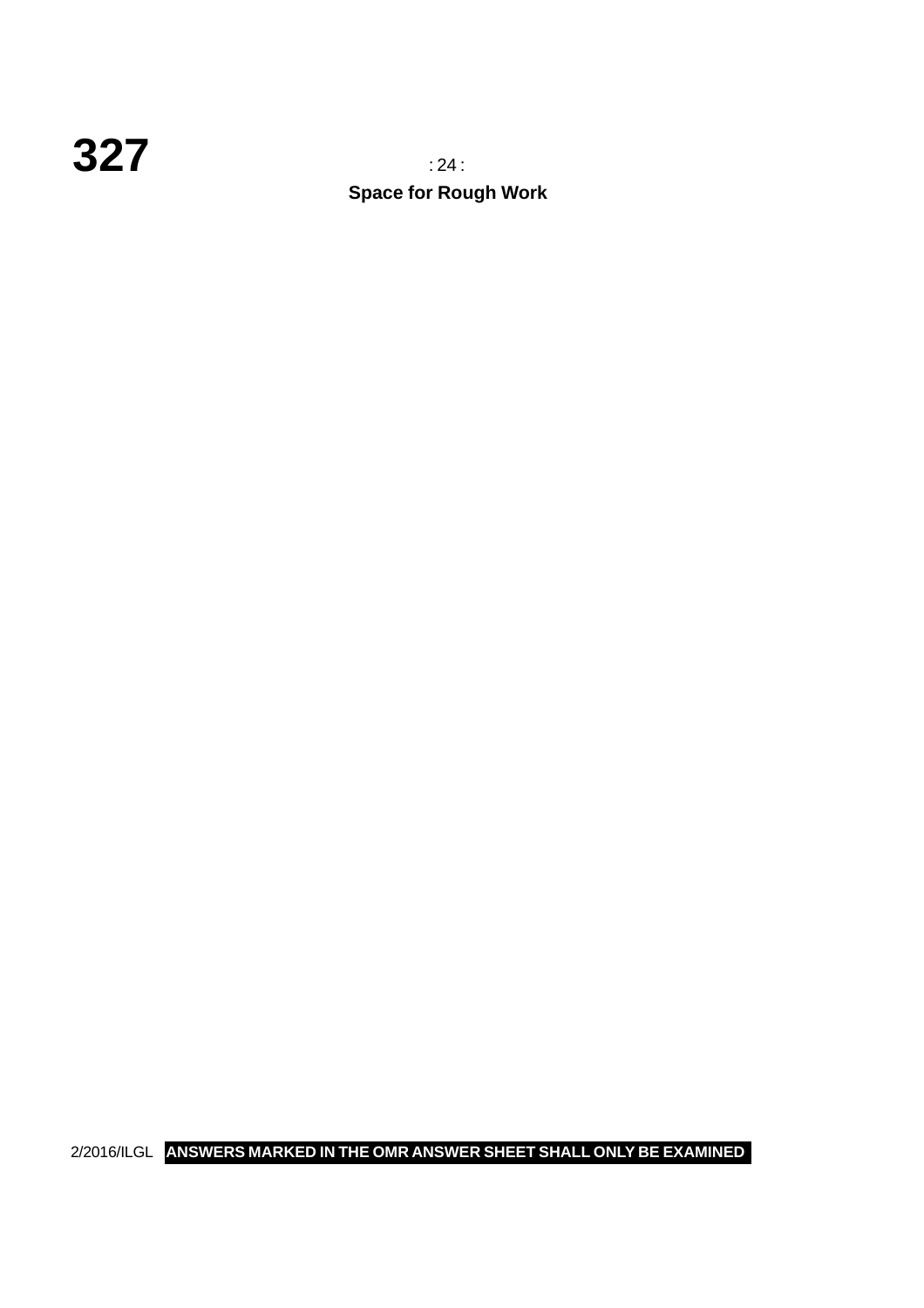**Space for Rough Work**

**ANSWERS MARKED IN THE OMR ANSWER SHEET SHALL ONLY BE EXAMINED**